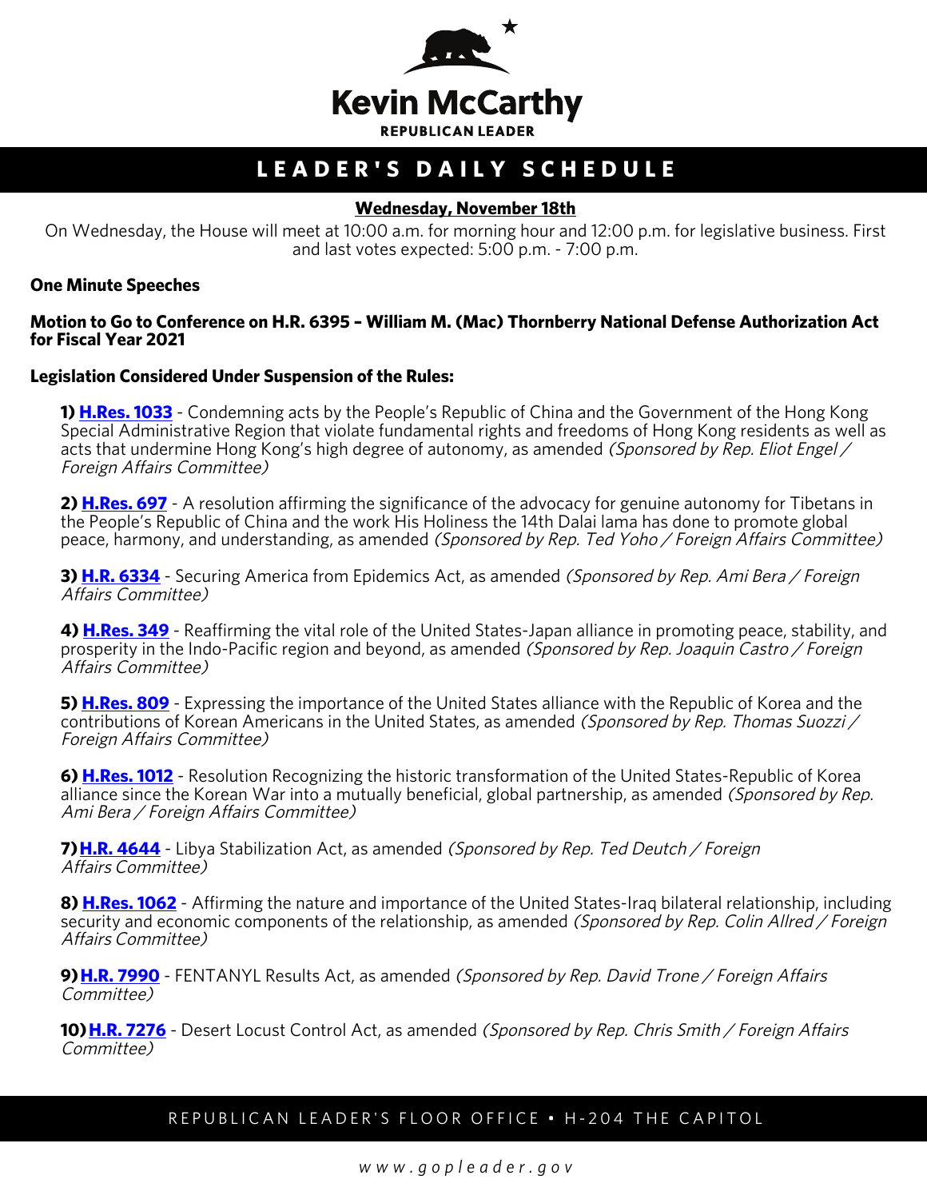# Kevin McCarthy

REPUBLICAN LEADER

## LEADER'S DAILY SCHEDULE

**Wednesday, November 18th**

On Wednesday, the House will meet at 10:00 a.m. for morning hour and 12:00 p.m. for legislative business. First and last votes expected: 5:00 p.m. - 7:00 p.m.

**One Minute Speeches**

**Motion to Go to Conference on H.R. 6395 – William M. (Mac) Thornberry National Defense Authorization Act for Fiscal Year 2021**

**Legislation Considered Under Suspension of the Rules:**

**1) H.Res. 1033** - Condemning acts by the People's Republic of China and the Government of the Hong Kong Special Administrative Region that violate fundamental rights and freedoms of Hong Kong residents as well as acts that undermine Hong Kong's high degree of autonomy, as amended *(Sponsored by Rep. Eliot Engel / Foreign Affairs Committee)*

**2) H.Res. 697** - A resolution affirming the significance of the advocacy for genuine autonomy for Tibetans in the People's Republic of China and the work His Holiness the 14th Dalai lama has done to promote global peace, harmony, and understanding, as amended *(Sponsored by Rep. Ted Yoho / Foreign Affairs Committee)*

**3) H.R. 6334** - Securing America from Epidemics Act, as amended *(Sponsored by Rep. Ami Bera / Foreign Affairs Committee)*

**4) H.Res. 349** - Reaffirming the vital role of the United States-Japan alliance in promoting peace, stability, and prosperity in the Indo-Pacific region and beyond, as amended *(Sponsored by Rep. Joaquin Castro / Foreign Affairs Committee)*

**5) H.Res. 809** - Expressing the importance of the United States alliance with the Republic of Korea and the contributions of Korean Americans in the United States, as amended *(Sponsored by Rep. Thomas Suozzi / Foreign Affairs Committee)*

**6) H.Res. 1012** - Resolution Recognizing the historic transformation of the United States-Republic of Korea alliance since the Korean War into a mutually beneficial, global partnership, as amended *(Sponsored by Rep. Ami Bera / Foreign Affairs Committee)*

**7) H.R. 4644** - Libya Stabilization Act, as amended *(Sponsored by Rep. Ted Deutch / Foreign Affairs Committee)*

**8) H.Res. 1062** - Affirming the nature and importance of the United States-Iraq bilateral relationship, including security and economic components of the relationship, as amended *(Sponsored by Rep. Colin Allred / Foreign Affairs Committee)*

**9) H.R. 7990** - FENTANYL Results Act, as amended *(Sponsored by Rep. David Trone / Foreign Affairs Committee)*

**10) H.R. 7276** - Desert Locust Control Act, as amended *(Sponsored by Rep. Chris Smith / Foreign Affairs Committee)*

REPUBLICAN LEADER'S FLOOR OFFICE • H-204 THE CAPITOL

www.gopleader.gov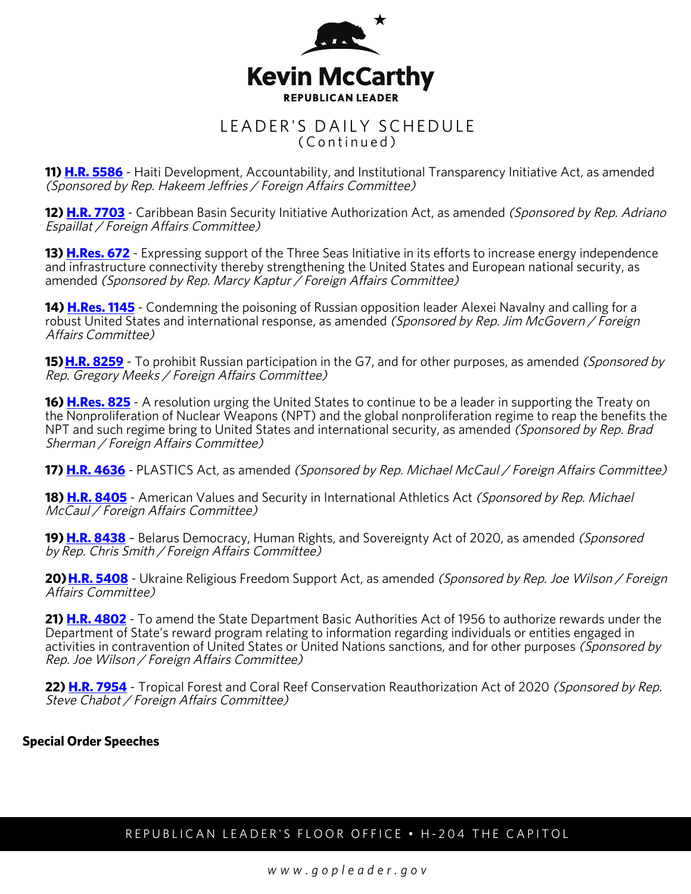# Kevin McCarthy

**REPUBLICAN LEADER**

## LEADER'S DAILY SCHEDULE
(Continued)

**11) H.R. 5586** - Haiti Development, Accountability, and Institutional Transparency Initiative Act, as amended *(Sponsored by Rep. Hakeem Jeffries / Foreign Affairs Committee)*

**12) H.R. 7703** - Caribbean Basin Security Initiative Authorization Act, as amended *(Sponsored by Rep. Adriano Espaillat / Foreign Affairs Committee)*

**13) H.Res. 672** - Expressing support of the Three Seas Initiative in its efforts to increase energy independence and infrastructure connectivity thereby strengthening the United States and European national security, as amended *(Sponsored by Rep. Marcy Kaptur / Foreign Affairs Committee)*

**14) H.Res. 1145** - Condemning the poisoning of Russian opposition leader Alexei Navalny and calling for a robust United States and international response, as amended *(Sponsored by Rep. Jim McGovern / Foreign Affairs Committee)*

**15) H.R. 8259** - To prohibit Russian participation in the G7, and for other purposes, as amended *(Sponsored by Rep. Gregory Meeks / Foreign Affairs Committee)*

**16) H.Res. 825** - A resolution urging the United States to continue to be a leader in supporting the Treaty on the Nonproliferation of Nuclear Weapons (NPT) and the global nonproliferation regime to reap the benefits the NPT and such regime bring to United States and international security, as amended *(Sponsored by Rep. Brad Sherman / Foreign Affairs Committee)*

**17) H.R. 4636** - PLASTICS Act, as amended *(Sponsored by Rep. Michael McCaul / Foreign Affairs Committee)*

**18) H.R. 8405** - American Values and Security in International Athletics Act *(Sponsored by Rep. Michael McCaul / Foreign Affairs Committee)*

**19) H.R. 8438** – Belarus Democracy, Human Rights, and Sovereignty Act of 2020, as amended *(Sponsored by Rep. Chris Smith / Foreign Affairs Committee)*

**20) H.R. 5408** - Ukraine Religious Freedom Support Act, as amended *(Sponsored by Rep. Joe Wilson / Foreign Affairs Committee)*

**21) H.R. 4802** - To amend the State Department Basic Authorities Act of 1956 to authorize rewards under the Department of State's reward program relating to information regarding individuals or entities engaged in activities in contravention of United States or United Nations sanctions, and for other purposes *(Sponsored by Rep. Joe Wilson / Foreign Affairs Committee)*

**22) H.R. 7954** - Tropical Forest and Coral Reef Conservation Reauthorization Act of 2020 *(Sponsored by Rep. Steve Chabot / Foreign Affairs Committee)*

**Special Order Speeches**

REPUBLICAN LEADER'S FLOOR OFFICE • H-204 THE CAPITOL

*www.gopleader.gov*